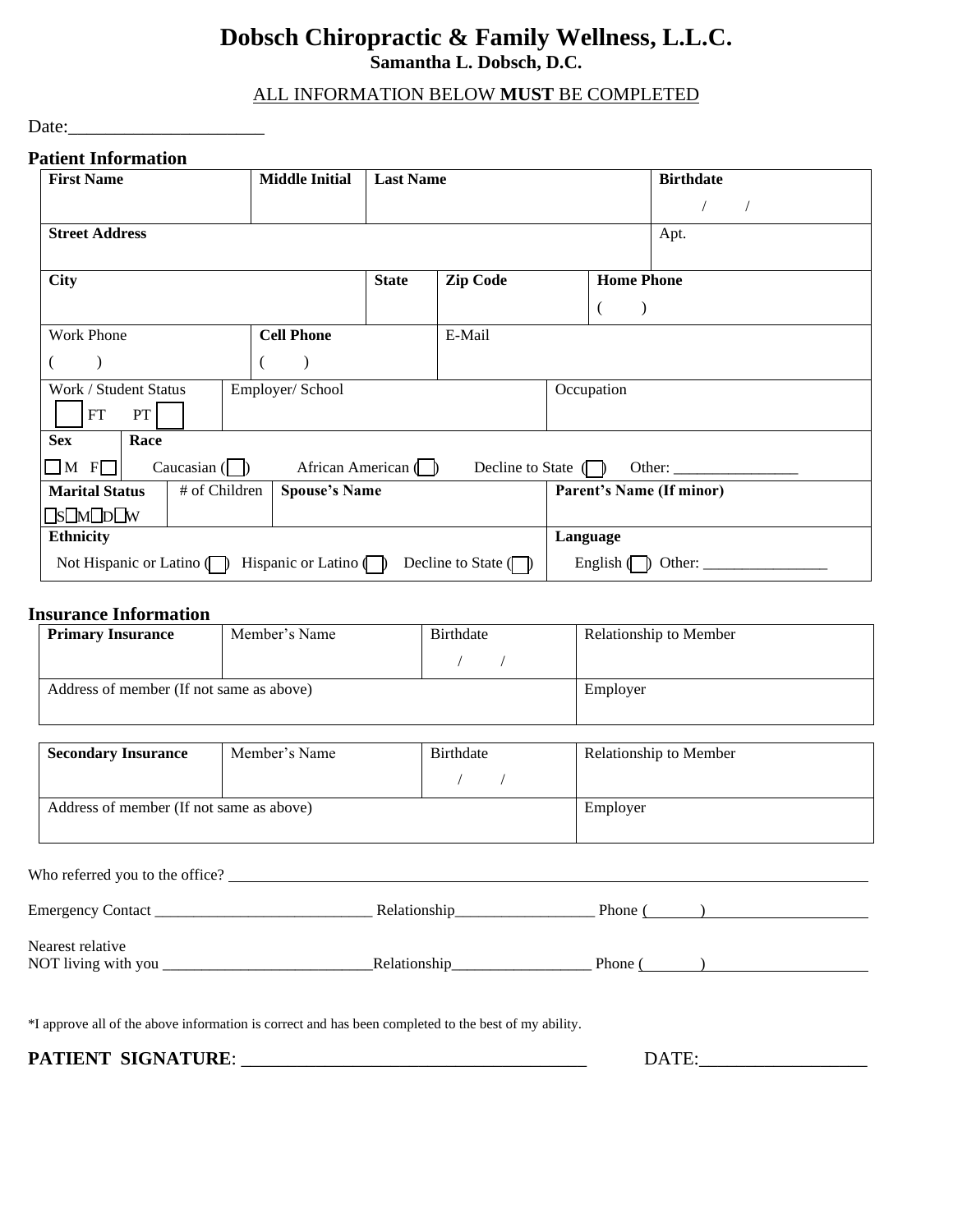# Dobsch Chiropractic & Family Wellness, L.L.C.

**Samantha L. Dobsch, D.C.**

ALL INFORMATION BELOW **MUST** BE COMPLETED

Date:____________________

## Patient Information

| **First Name** | **Middle Initial** | **Last Name** | **Birthdate** / / |
|---|---|---|---|
| **Street Address** | | | Apt. |

| **City** | **State** | **Zip Code** | **Home Phone** ( ) |
|---|---|---|---|

| Work Phone ( ) | **Cell Phone** ( ) | E-Mail |
|---|---|---|

| Work / Student Status ☐ FT PT ☐ | Employer/ School | Occupation |
|---|---|---|

| **Sex** ☐ M F ☐ | **Race** Caucasian (☐) African American (☐) Decline to State (☐) Other: _______________ |
|---|---|

| **Marital Status** ☐S☐M☐D☐W | # of Children | **Spouse's Name** | **Parent's Name (If minor)** |
|---|---|---|---|

| **Ethnicity** Not Hispanic or Latino (☐) Hispanic or Latino (☐) Decline to State (☐) | **Language** English (☐) Other: _______________ |
|---|---|

## Insurance Information

| **Primary Insurance** | Member's Name | Birthdate / / | Relationship to Member |
|---|---|---|---|
| Address of member (If not same as above) | | | Employer |

| **Secondary Insurance** | Member's Name | Birthdate / / | Relationship to Member |
|---|---|---|---|
| Address of member (If not same as above) | | | Employer |

Who referred you to the office? ____________________________________________

Emergency Contact ___________________________ Relationship_________________ Phone (______)____________________

Nearest relative
NOT living with you __________________________Relationship_________________ Phone (______)____________________

*I approve all of the above information is correct and has been completed to the best of my ability.

**PATIENT SIGNATURE**: _____________________________________ DATE:_________________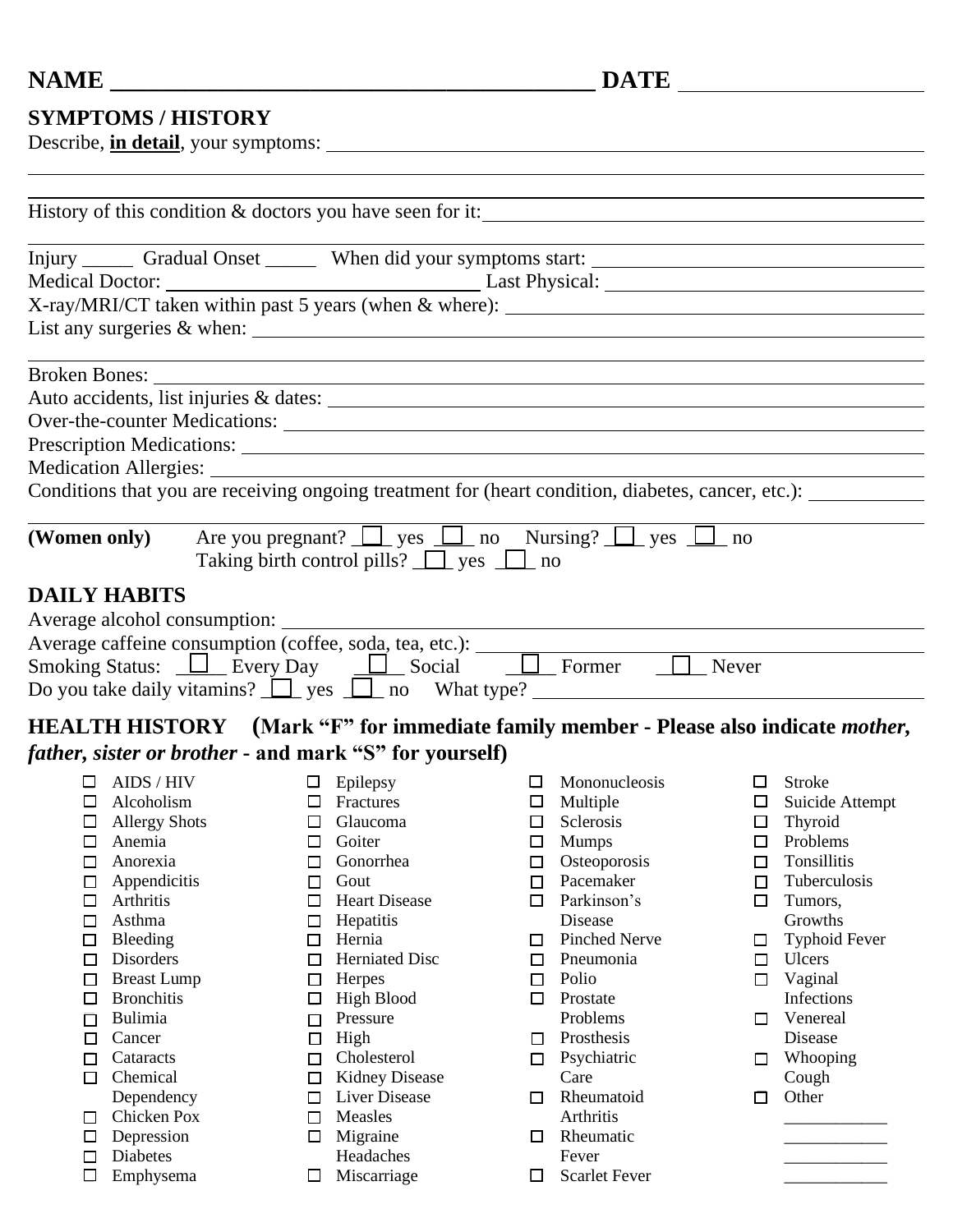**NAME** ________________________________________ **DATE** ______________________

## SYMPTOMS / HISTORY

Describe, **in detail**, your symptoms: ____________________________________________

____________________________________________________________________________

____________________________________________________________________________

History of this condition & doctors you have seen for it: ____________________________

____________________________________________________________________________

Injury _____ Gradual Onset _____ When did your symptoms start: ____________________

Medical Doctor: ______________________________ Last Physical: ____________________

X-ray/MRI/CT taken within past 5 years (when & where): __________________________

List any surgeries & when: ____________________________________________________

____________________________________________________________________________

Broken Bones: ________________________________________________________________

Auto accidents, list injuries & dates: ____________________________________________

Over-the-counter Medications: __________________________________________________

Prescription Medications: ______________________________________________________

Medication Allergies: __________________________________________________________

Conditions that you are receiving ongoing treatment for (heart condition, diabetes, cancer, etc.): ___________

____________________________________________________________________________

**(Women only)** Are you pregnant? ☐ yes ☐ no Nursing? ☐ yes ☐ no
Taking birth control pills? ☐ yes ☐ no

## DAILY HABITS

Average alcohol consumption: __________________________________________________

Average caffeine consumption (coffee, soda, tea, etc.): ___________________________

Smoking Status: ☐ Every Day ☐ Social ☐ Former ☐ Never

Do you take daily vitamins? ☐ yes ☐ no What type? ______________________________

## HEALTH HISTORY (Mark "F" for immediate family member - Please also indicate *mother, father, sister or brother* - and mark "S" for yourself)

- ☐ AIDS / HIV
- ☐ Alcoholism
- ☐ Allergy Shots
- ☐ Anemia
- ☐ Anorexia
- ☐ Appendicitis
- ☐ Arthritis
- ☐ Asthma
- ☐ Bleeding
- ☐ Disorders
- ☐ Breast Lump
- ☐ Bronchitis
- ☐ Bulimia
- ☐ Cancer
- ☐ Cataracts
- ☐ Chemical Dependency
- ☐ Chicken Pox
- ☐ Depression
- ☐ Diabetes
- ☐ Emphysema
- ☐ Epilepsy
- ☐ Fractures
- ☐ Glaucoma
- ☐ Goiter
- ☐ Gonorrhea
- ☐ Gout
- ☐ Heart Disease
- ☐ Hepatitis
- ☐ Hernia
- ☐ Herniated Disc
- ☐ Herpes
- ☐ High Blood
- ☐ Pressure
- ☐ High
- ☐ Cholesterol
- ☐ Kidney Disease
- ☐ Liver Disease
- ☐ Measles
- ☐ Migraine Headaches
- ☐ Miscarriage
- ☐ Mononucleosis
- ☐ Multiple
- ☐ Sclerosis
- ☐ Mumps
- ☐ Osteoporosis
- ☐ Pacemaker
- ☐ Parkinson's Disease
- ☐ Pinched Nerve
- ☐ Pneumonia
- ☐ Polio
- ☐ Prostate Problems
- ☐ Prosthesis
- ☐ Psychiatric Care
- ☐ Rheumatoid Arthritis
- ☐ Rheumatic Fever
- ☐ Scarlet Fever
- ☐ Stroke
- ☐ Suicide Attempt
- ☐ Thyroid
- ☐ Problems
- ☐ Tonsillitis
- ☐ Tuberculosis
- ☐ Tumors, Growths
- ☐ Typhoid Fever
- ☐ Ulcers
- ☐ Vaginal Infections
- ☐ Venereal Disease
- ☐ Whooping Cough
- ☐ Other ____________
  ____________
  ____________
  ____________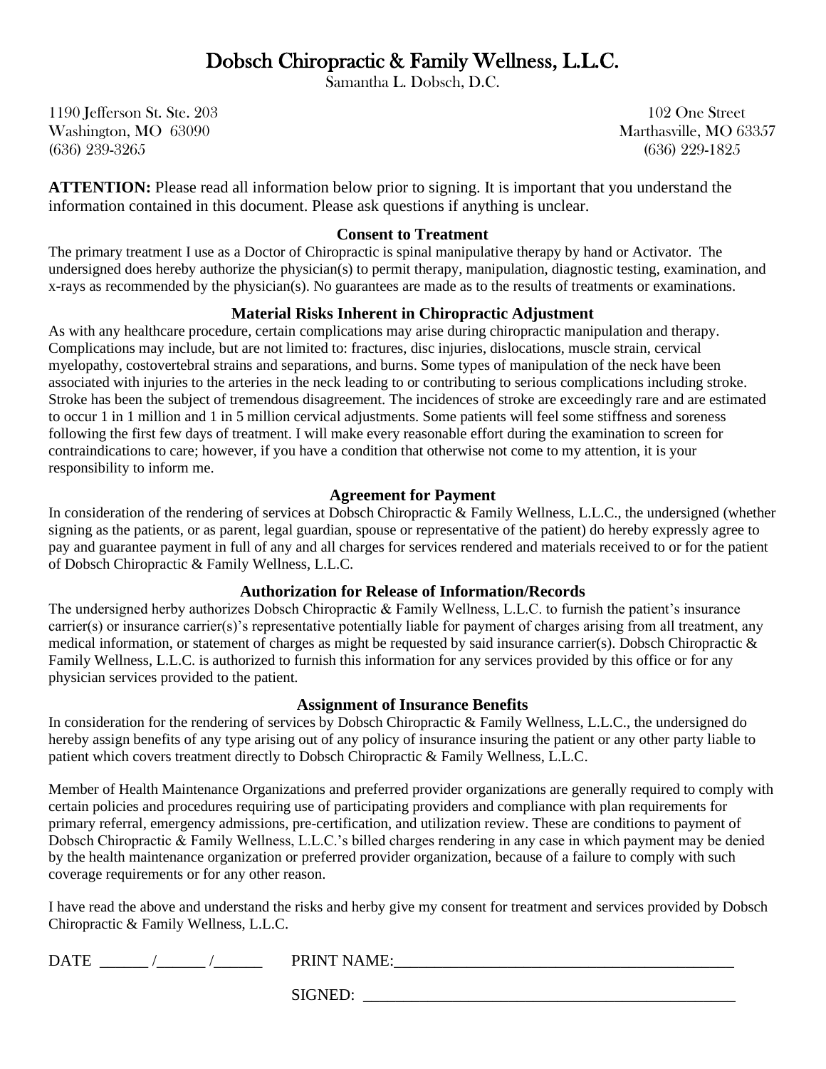# Dobsch Chiropractic & Family Wellness, L.L.C.

Samantha L. Dobsch, D.C.

1190 Jefferson St. Ste. 203
Washington, MO 63090
(636) 239-3265

102 One Street
Marthasville, MO 63357
(636) 229-1825

**ATTENTION:** Please read all information below prior to signing. It is important that you understand the information contained in this document. Please ask questions if anything is unclear.

### Consent to Treatment

The primary treatment I use as a Doctor of Chiropractic is spinal manipulative therapy by hand or Activator. The undersigned does hereby authorize the physician(s) to permit therapy, manipulation, diagnostic testing, examination, and x-rays as recommended by the physician(s). No guarantees are made as to the results of treatments or examinations.

### Material Risks Inherent in Chiropractic Adjustment

As with any healthcare procedure, certain complications may arise during chiropractic manipulation and therapy. Complications may include, but are not limited to: fractures, disc injuries, dislocations, muscle strain, cervical myelopathy, costovertebral strains and separations, and burns. Some types of manipulation of the neck have been associated with injuries to the arteries in the neck leading to or contributing to serious complications including stroke. Stroke has been the subject of tremendous disagreement. The incidences of stroke are exceedingly rare and are estimated to occur 1 in 1 million and 1 in 5 million cervical adjustments. Some patients will feel some stiffness and soreness following the first few days of treatment. I will make every reasonable effort during the examination to screen for contraindications to care; however, if you have a condition that otherwise not come to my attention, it is your responsibility to inform me.

### Agreement for Payment

In consideration of the rendering of services at Dobsch Chiropractic & Family Wellness, L.L.C., the undersigned (whether signing as the patients, or as parent, legal guardian, spouse or representative of the patient) do hereby expressly agree to pay and guarantee payment in full of any and all charges for services rendered and materials received to or for the patient of Dobsch Chiropractic & Family Wellness, L.L.C.

### Authorization for Release of Information/Records

The undersigned herby authorizes Dobsch Chiropractic & Family Wellness, L.L.C. to furnish the patient's insurance carrier(s) or insurance carrier(s)'s representative potentially liable for payment of charges arising from all treatment, any medical information, or statement of charges as might be requested by said insurance carrier(s). Dobsch Chiropractic & Family Wellness, L.L.C. is authorized to furnish this information for any services provided by this office or for any physician services provided to the patient.

### Assignment of Insurance Benefits

In consideration for the rendering of services by Dobsch Chiropractic & Family Wellness, L.L.C., the undersigned do hereby assign benefits of any type arising out of any policy of insurance insuring the patient or any other party liable to patient which covers treatment directly to Dobsch Chiropractic & Family Wellness, L.L.C.

Member of Health Maintenance Organizations and preferred provider organizations are generally required to comply with certain policies and procedures requiring use of participating providers and compliance with plan requirements for primary referral, emergency admissions, pre-certification, and utilization review. These are conditions to payment of Dobsch Chiropractic & Family Wellness, L.L.C.'s billed charges rendering in any case in which payment may be denied by the health maintenance organization or preferred provider organization, because of a failure to comply with such coverage requirements or for any other reason.

I have read the above and understand the risks and herby give my consent for treatment and services provided by Dobsch Chiropractic & Family Wellness, L.L.C.

DATE ______ /______ /______ PRINT NAME:____________________________________________

SIGNED: ________________________________________________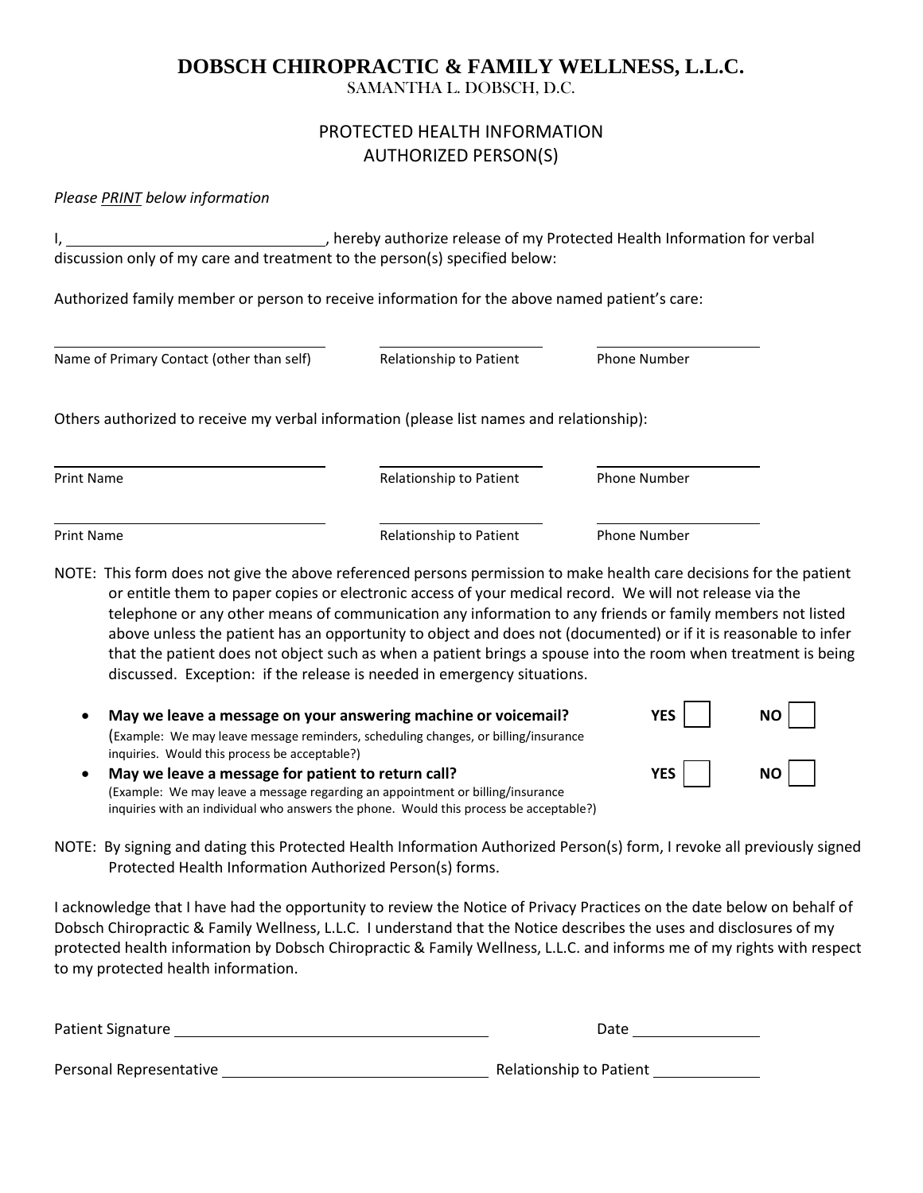# DOBSCH CHIROPRACTIC & FAMILY WELLNESS, L.L.C.

SAMANTHA L. DOBSCH, D.C.

## PROTECTED HEALTH INFORMATION
## AUTHORIZED PERSON(S)

*Please PRINT below information*

I, ______________________________, hereby authorize release of my Protected Health Information for verbal discussion only of my care and treatment to the person(s) specified below:

Authorized family member or person to receive information for the above named patient's care:

| Name of Primary Contact (other than self) | Relationship to Patient | Phone Number |
|---|---|---|
| | | |

Others authorized to receive my verbal information (please list names and relationship):

| Print Name | Relationship to Patient | Phone Number |
|---|---|---|
| | | |

| Print Name | Relationship to Patient | Phone Number |
|---|---|---|
| | | |

NOTE: This form does not give the above referenced persons permission to make health care decisions for the patient or entitle them to paper copies or electronic access of your medical record. We will not release via the telephone or any other means of communication any information to any friends or family members not listed above unless the patient has an opportunity to object and does not (documented) or if it is reasonable to infer that the patient does not object such as when a patient brings a spouse into the room when treatment is being discussed. Exception: if the release is needed in emergency situations.

- **May we leave a message on your answering machine or voicemail?** **YES** ☐ **NO** ☐
  (Example: We may leave message reminders, scheduling changes, or billing/insurance inquiries. Would this process be acceptable?)
- **May we leave a message for patient to return call?** **YES** ☐ **NO** ☐
  (Example: We may leave a message regarding an appointment or billing/insurance inquiries with an individual who answers the phone. Would this process be acceptable?)

NOTE: By signing and dating this Protected Health Information Authorized Person(s) form, I revoke all previously signed Protected Health Information Authorized Person(s) forms.

I acknowledge that I have had the opportunity to review the Notice of Privacy Practices on the date below on behalf of Dobsch Chiropractic & Family Wellness, L.L.C. I understand that the Notice describes the uses and disclosures of my protected health information by Dobsch Chiropractic & Family Wellness, L.L.C. and informs me of my rights with respect to my protected health information.

Patient Signature ______________________________ Date ______________

Personal Representative ______________________________ Relationship to Patient ____________